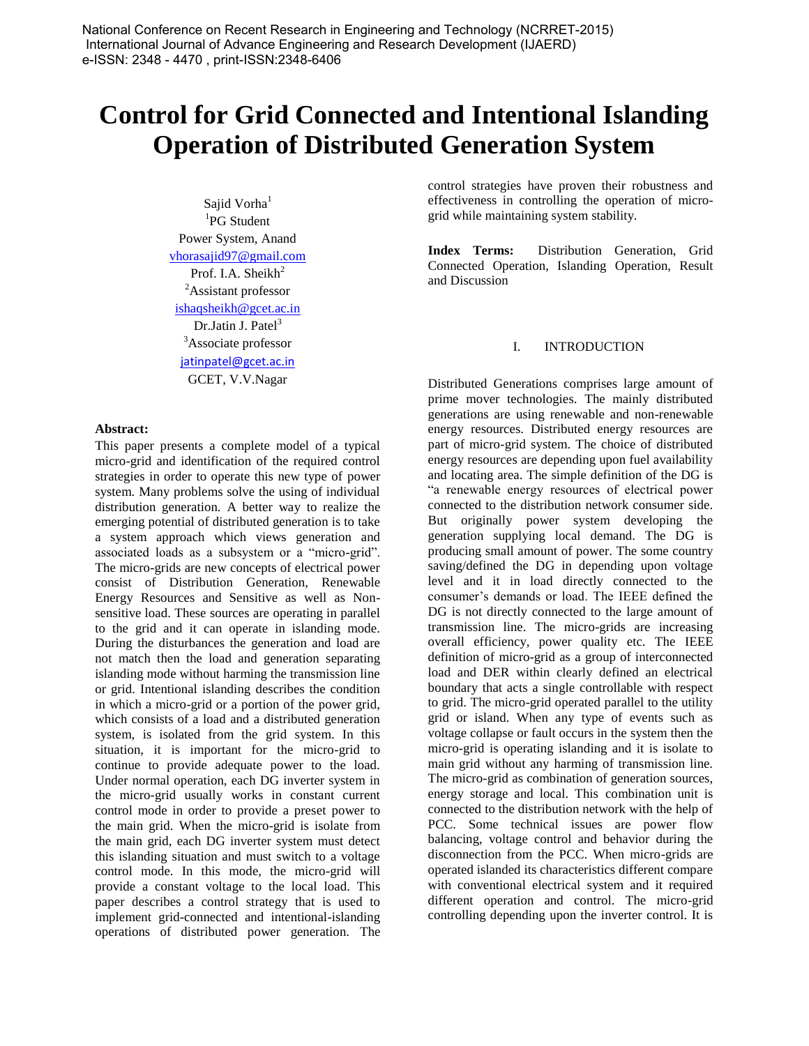# Control for Grid Connected and Intentional Islanding Operation of Distributed Generation System

Sajid Vorha[1]
[1]PG Student
Power System, Anand
vhorasajid97@gmail.com

Prof. I.A. Sheikh[2]
[2]Assistant professor
ishaqsheikh@gcet.ac.in

Dr.Jatin J. Patel[3]
[3]Associate professor
jatinpatel@gcet.ac.in

GCET, V.V.Nagar

**Abstract:**
This paper presents a complete model of a typical micro-grid and identification of the required control strategies in order to operate this new type of power system. Many problems solve the using of individual distribution generation. A better way to realize the emerging potential of distributed generation is to take a system approach which views generation and associated loads as a subsystem or a "micro-grid". The micro-grids are new concepts of electrical power consist of Distribution Generation, Renewable Energy Resources and Sensitive as well as Non-sensitive load. These sources are operating in parallel to the grid and it can operate in islanding mode. During the disturbances the generation and load are not match then the load and generation separating islanding mode without harming the transmission line or grid. Intentional islanding describes the condition in which a micro-grid or a portion of the power grid, which consists of a load and a distributed generation system, is isolated from the grid system. In this situation, it is important for the micro-grid to continue to provide adequate power to the load. Under normal operation, each DG inverter system in the micro-grid usually works in constant current control mode in order to provide a preset power to the main grid. When the micro-grid is isolate from the main grid, each DG inverter system must detect this islanding situation and must switch to a voltage control mode. In this mode, the micro-grid will provide a constant voltage to the local load. This paper describes a control strategy that is used to implement grid-connected and intentional-islanding operations of distributed power generation. The control strategies have proven their robustness and effectiveness in controlling the operation of micro-grid while maintaining system stability.

**Index Terms:** Distribution Generation, Grid Connected Operation, Islanding Operation, Result and Discussion

## I. INTRODUCTION

Distributed Generations comprises large amount of prime mover technologies. The mainly distributed generations are using renewable and non-renewable energy resources. Distributed energy resources are part of micro-grid system. The choice of distributed energy resources are depending upon fuel availability and locating area. The simple definition of the DG is "a renewable energy resources of electrical power connected to the distribution network consumer side. But originally power system developing the generation supplying local demand. The DG is producing small amount of power. The some country saving/defined the DG in depending upon voltage level and it in load directly connected to the consumer's demands or load. The IEEE defined the DG is not directly connected to the large amount of transmission line. The micro-grids are increasing overall efficiency, power quality etc. The IEEE definition of micro-grid as a group of interconnected load and DER within clearly defined an electrical boundary that acts a single controllable with respect to grid. The micro-grid operated parallel to the utility grid or island. When any type of events such as voltage collapse or fault occurs in the system then the micro-grid is operating islanding and it is isolate to main grid without any harming of transmission line. The micro-grid as combination of generation sources, energy storage and local. This combination unit is connected to the distribution network with the help of PCC. Some technical issues are power flow balancing, voltage control and behavior during the disconnection from the PCC. When micro-grids are operated islanded its characteristics different compare with conventional electrical system and it required different operation and control. The micro-grid controlling depending upon the inverter control. It is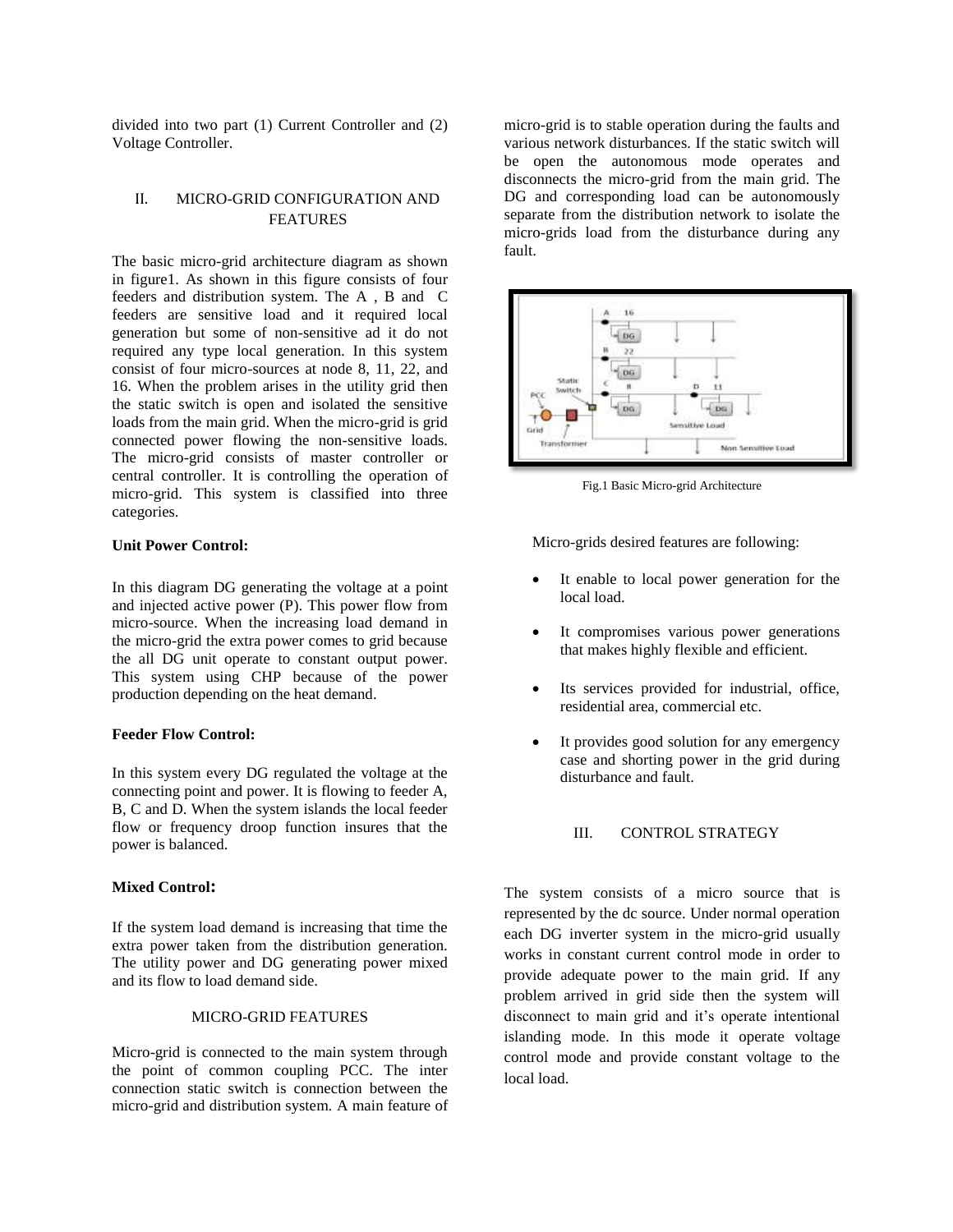divided into two part (1) Current Controller and (2) Voltage Controller.

## II. MICRO-GRID CONFIGURATION AND FEATURES

The basic micro-grid architecture diagram as shown in figure1. As shown in this figure consists of four feeders and distribution system. The A , B and C feeders are sensitive load and it required local generation but some of non-sensitive ad it do not required any type local generation. In this system consist of four micro-sources at node 8, 11, 22, and 16. When the problem arises in the utility grid then the static switch is open and isolated the sensitive loads from the main grid. When the micro-grid is grid connected power flowing the non-sensitive loads. The micro-grid consists of master controller or central controller. It is controlling the operation of micro-grid. This system is classified into three categories.

**Unit Power Control:**

In this diagram DG generating the voltage at a point and injected active power (P). This power flow from micro-source. When the increasing load demand in the micro-grid the extra power comes to grid because the all DG unit operate to constant output power. This system using CHP because of the power production depending on the heat demand.

**Feeder Flow Control:**

In this system every DG regulated the voltage at the connecting point and power. It is flowing to feeder A, B, C and D. When the system islands the local feeder flow or frequency droop function insures that the power is balanced.

**Mixed Control:**

If the system load demand is increasing that time the extra power taken from the distribution generation. The utility power and DG generating power mixed and its flow to load demand side.

### MICRO-GRID FEATURES

Micro-grid is connected to the main system through the point of common coupling PCC. The inter connection static switch is connection between the micro-grid and distribution system. A main feature of micro-grid is to stable operation during the faults and various network disturbances. If the static switch will be open the autonomous mode operates and disconnects the micro-grid from the main grid. The DG and corresponding load can be autonomously separate from the distribution network to isolate the micro-grids load from the disturbance during any fault.

Fig.1 Basic Micro-grid Architecture

Micro-grids desired features are following:

- It enable to local power generation for the local load.
- It compromises various power generations that makes highly flexible and efficient.
- Its services provided for industrial, office, residential area, commercial etc.
- It provides good solution for any emergency case and shorting power in the grid during disturbance and fault.

## III. CONTROL STRATEGY

The system consists of a micro source that is represented by the dc source. Under normal operation each DG inverter system in the micro-grid usually works in constant current control mode in order to provide adequate power to the main grid. If any problem arrived in grid side then the system will disconnect to main grid and it's operate intentional islanding mode. In this mode it operate voltage control mode and provide constant voltage to the local load.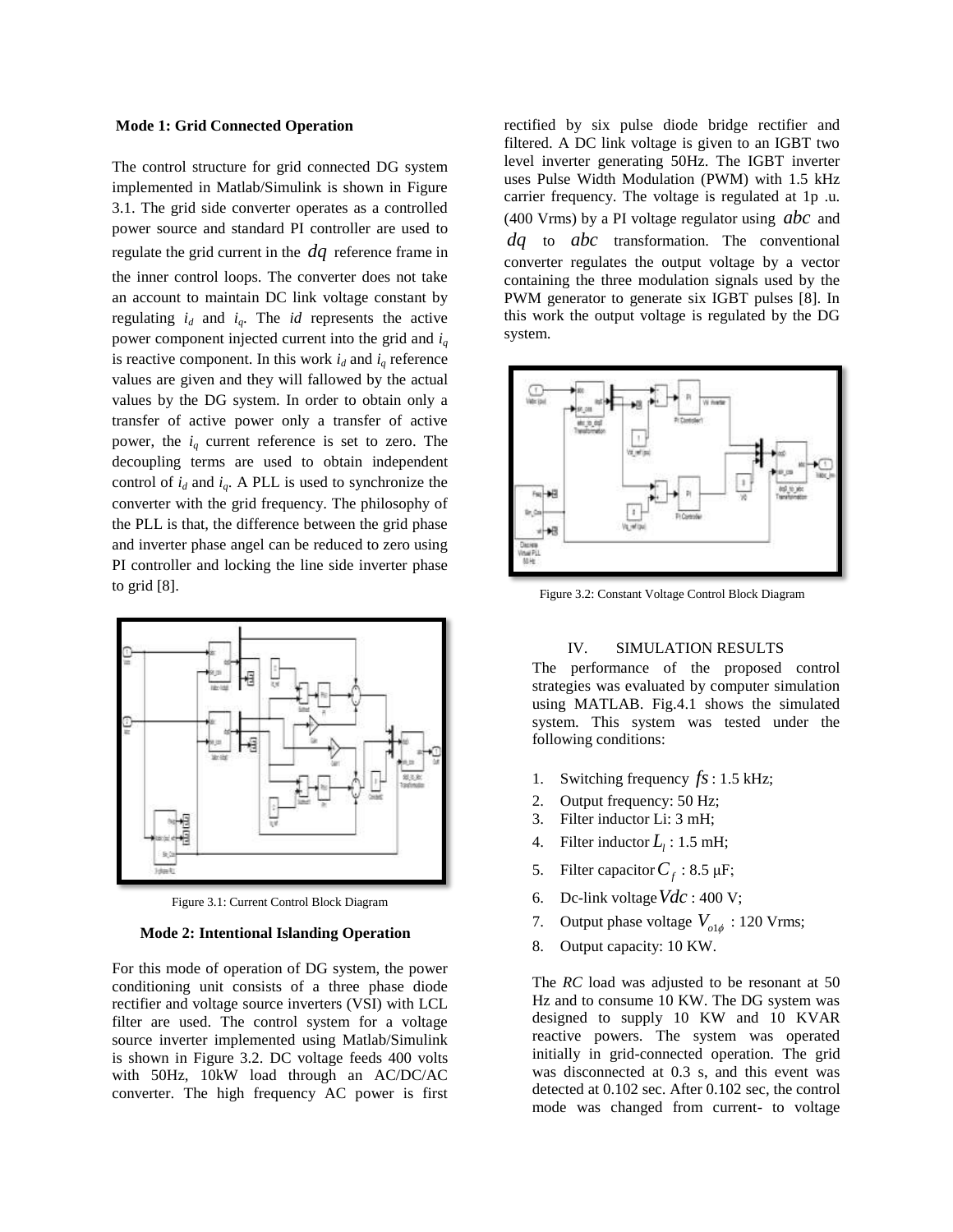**Mode 1: Grid Connected Operation**

The control structure for grid connected DG system implemented in Matlab/Simulink is shown in Figure 3.1. The grid side converter operates as a controlled power source and standard PI controller are used to regulate the grid current in the $dq$ reference frame in the inner control loops. The converter does not take an account to maintain DC link voltage constant by regulating $i_d$ and $i_q$. The $id$ represents the active power component injected current into the grid and $i_q$ is reactive component. In this work $i_d$ and $i_q$ reference values are given and they will fallowed by the actual values by the DG system. In order to obtain only a transfer of active power only a transfer of active power, the $i_q$ current reference is set to zero. The decoupling terms are used to obtain independent control of $i_d$ and $i_q$. A PLL is used to synchronize the converter with the grid frequency. The philosophy of the PLL is that, the difference between the grid phase and inverter phase angel can be reduced to zero using PI controller and locking the line side inverter phase to grid [8].

Figure 3.1: Current Control Block Diagram

**Mode 2: Intentional Islanding Operation**

For this mode of operation of DG system, the power conditioning unit consists of a three phase diode rectifier and voltage source inverters (VSI) with LCL filter are used. The control system for a voltage source inverter implemented using Matlab/Simulink is shown in Figure 3.2. DC voltage feeds 400 volts with 50Hz, 10kW load through an AC/DC/AC converter. The high frequency AC power is first rectified by six pulse diode bridge rectifier and filtered. A DC link voltage is given to an IGBT two level inverter generating 50Hz. The IGBT inverter uses Pulse Width Modulation (PWM) with 1.5 kHz carrier frequency. The voltage is regulated at 1p .u. (400 Vrms) by a PI voltage regulator using $abc$ and $dq$ to $abc$ transformation. The conventional converter regulates the output voltage by a vector containing the three modulation signals used by the PWM generator to generate six IGBT pulses [8]. In this work the output voltage is regulated by the DG system.

Figure 3.2: Constant Voltage Control Block Diagram

## IV. SIMULATION RESULTS

The performance of the proposed control strategies was evaluated by computer simulation using MATLAB. Fig.4.1 shows the simulated system. This system was tested under the following conditions:

1. Switching frequency $fs$ : 1.5 kHz;
2. Output frequency: 50 Hz;
3. Filter inductor Li: 3 mH;
4. Filter inductor $L_l$ : 1.5 mH;
5. Filter capacitor $C_f$ : 8.5 μF;
6. Dc-link voltage $Vdc$ : 400 V;
7. Output phase voltage $V_{o1\phi}$ : 120 Vrms;
8. Output capacity: 10 KW.

The *RC* load was adjusted to be resonant at 50 Hz and to consume 10 KW. The DG system was designed to supply 10 KW and 10 KVAR reactive powers. The system was operated initially in grid-connected operation. The grid was disconnected at 0.3 s, and this event was detected at 0.102 sec. After 0.102 sec, the control mode was changed from current- to voltage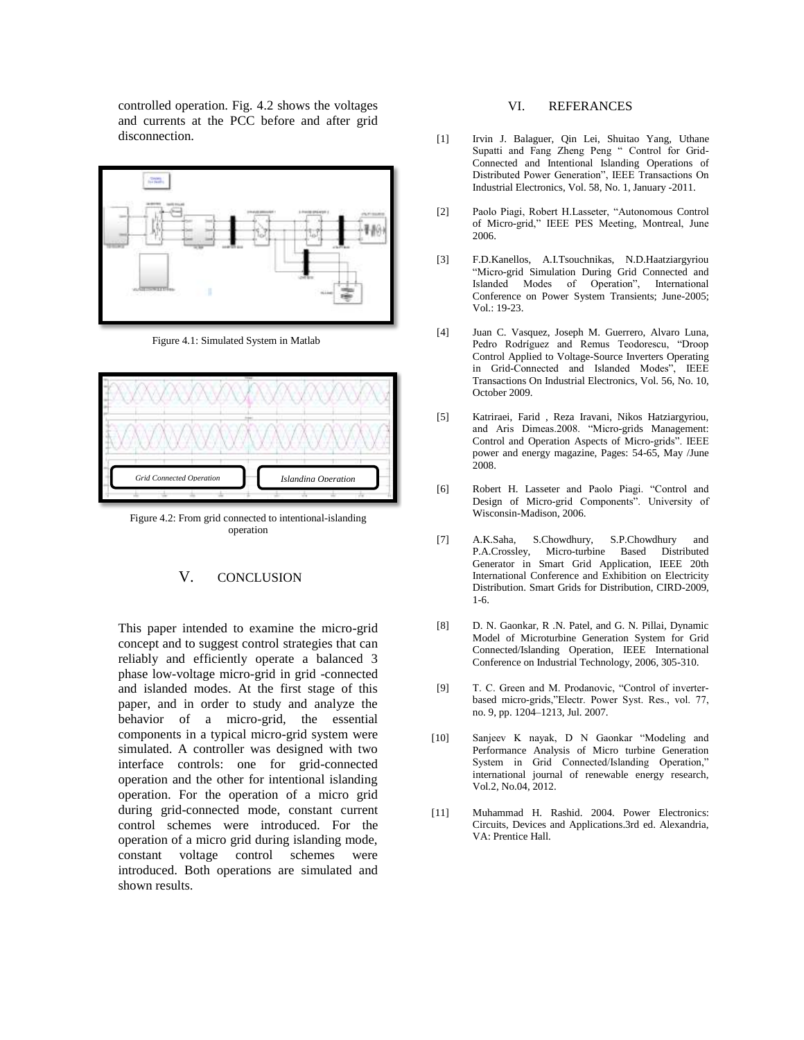controlled operation. Fig. 4.2 shows the voltages and currents at the PCC before and after grid disconnection.

Figure 4.1: Simulated System in Matlab

Grid Connected Operation

Islanding Operation

Figure 4.2: From grid connected to intentional-islanding operation

## V. CONCLUSION

This paper intended to examine the micro-grid concept and to suggest control strategies that can reliably and efficiently operate a balanced 3 phase low-voltage micro-grid in grid -connected and islanded modes. At the first stage of this paper, and in order to study and analyze the behavior of a micro-grid, the essential components in a typical micro-grid system were simulated. A controller was designed with two interface controls: one for grid-connected operation and the other for intentional islanding operation. For the operation of a micro grid during grid-connected mode, constant current control schemes were introduced. For the operation of a micro grid during islanding mode, constant voltage control schemes were introduced. Both operations are simulated and shown results.

## VI. REFERANCES

[1] Irvin J. Balaguer, Qin Lei, Shuitao Yang, Uthane Supatti and Fang Zheng Peng " Control for Grid-Connected and Intentional Islanding Operations of Distributed Power Generation", IEEE Transactions On Industrial Electronics, Vol. 58, No. 1, January -2011.

[2] Paolo Piagi, Robert H.Lasseter, "Autonomous Control of Micro-grid," IEEE PES Meeting, Montreal, June 2006.

[3] F.D.Kanellos, A.I.Tsouchnikas, N.D.Haatziargyriou "Micro-grid Simulation During Grid Connected and Islanded Modes of Operation", International Conference on Power System Transients; June-2005; Vol.: 19-23.

[4] Juan C. Vasquez, Joseph M. Guerrero, Alvaro Luna, Pedro Rodríguez and Remus Teodorescu, "Droop Control Applied to Voltage-Source Inverters Operating in Grid-Connected and Islanded Modes", IEEE Transactions On Industrial Electronics, Vol. 56, No. 10, October 2009.

[5] Katriraei, Farid , Reza Iravani, Nikos Hatziargyriou, and Aris Dimeas.2008. "Micro-grids Management: Control and Operation Aspects of Micro-grids". IEEE power and energy magazine, Pages: 54-65, May /June 2008.

[6] Robert H. Lasseter and Paolo Piagi. "Control and Design of Micro-grid Components". University of Wisconsin-Madison, 2006.

[7] A.K.Saha, S.Chowdhury, S.P.Chowdhury and P.A.Crossley, Micro-turbine Based Distributed Generator in Smart Grid Application, IEEE 20th International Conference and Exhibition on Electricity Distribution. Smart Grids for Distribution, CIRD-2009, 1-6.

[8] D. N. Gaonkar, R .N. Patel, and G. N. Pillai, Dynamic Model of Microturbine Generation System for Grid Connected/Islanding Operation, IEEE International Conference on Industrial Technology, 2006, 305-310.

[9] T. C. Green and M. Prodanovic, "Control of inverter-based micro-grids,"Electr. Power Syst. Res., vol. 77, no. 9, pp. 1204–1213, Jul. 2007.

[10] Sanjeev K nayak, D N Gaonkar "Modeling and Performance Analysis of Micro turbine Generation System in Grid Connected/Islanding Operation," international journal of renewable energy research, Vol.2, No.04, 2012.

[11] Muhammad H. Rashid. 2004. Power Electronics: Circuits, Devices and Applications.3rd ed. Alexandria, VA: Prentice Hall.